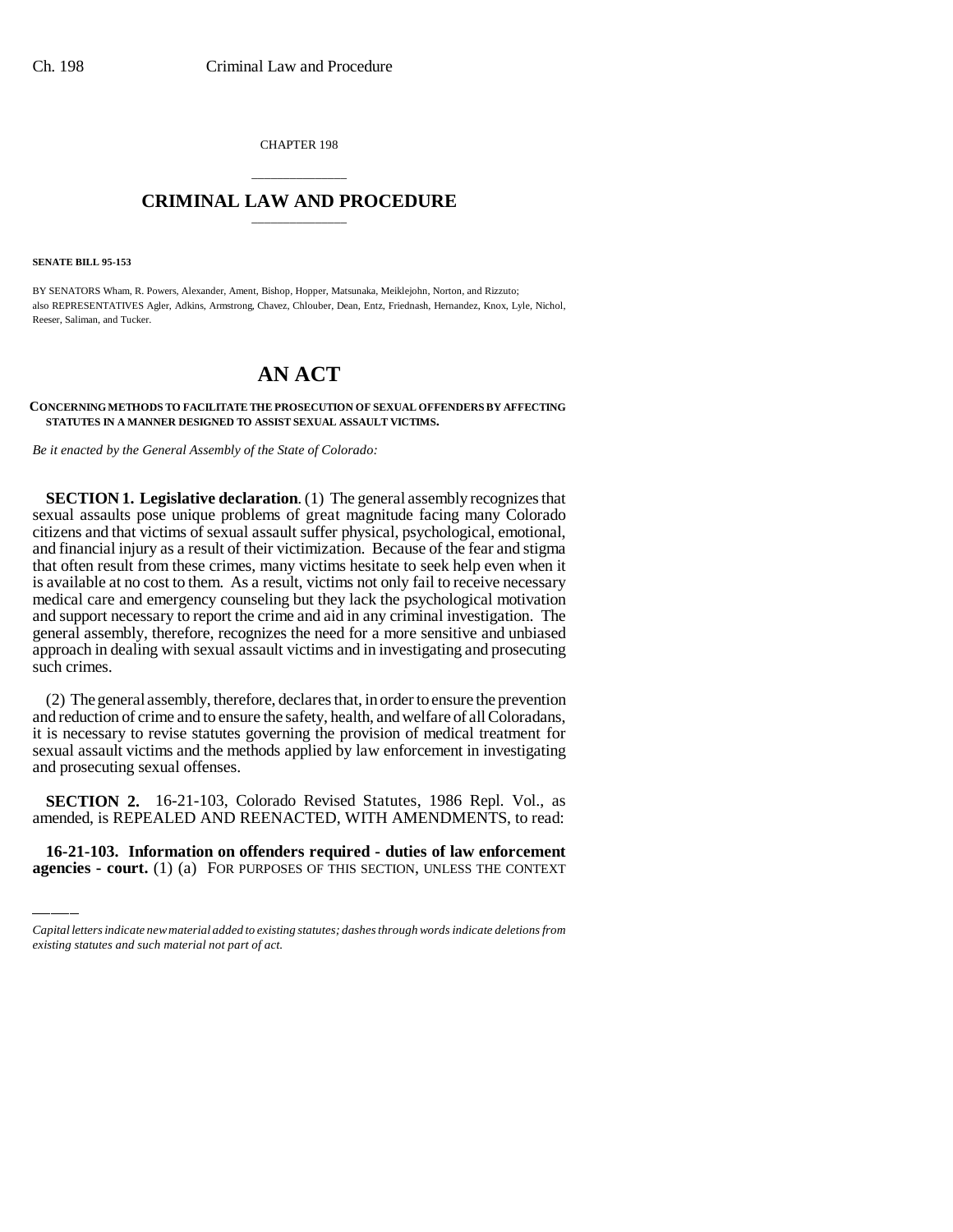CHAPTER 198

# CRIMINAL LAW AND PROCEDURE

**SENATE BILL 95-153**

BY SENATORS Wham, R. Powers, Alexander, Ament, Bishop, Hopper, Matsunaka, Meiklejohn, Norton, and Rizzuto; also REPRESENTATIVES Agler, Adkins, Armstrong, Chavez, Chlouber, Dean, Entz, Friednash, Hernandez, Knox, Lyle, Nichol, Reeser, Saliman, and Tucker.

# AN ACT

**CONCERNING METHODS TO FACILITATE THE PROSECUTION OF SEXUAL OFFENDERS BY AFFECTING STATUTES IN A MANNER DESIGNED TO ASSIST SEXUAL ASSAULT VICTIMS.**

*Be it enacted by the General Assembly of the State of Colorado:*

**SECTION 1. Legislative declaration**. (1) The general assembly recognizes that sexual assaults pose unique problems of great magnitude facing many Colorado citizens and that victims of sexual assault suffer physical, psychological, emotional, and financial injury as a result of their victimization. Because of the fear and stigma that often result from these crimes, many victims hesitate to seek help even when it is available at no cost to them. As a result, victims not only fail to receive necessary medical care and emergency counseling but they lack the psychological motivation and support necessary to report the crime and aid in any criminal investigation. The general assembly, therefore, recognizes the need for a more sensitive and unbiased approach in dealing with sexual assault victims and in investigating and prosecuting such crimes.

(2) The general assembly, therefore, declares that, in order to ensure the prevention and reduction of crime and to ensure the safety, health, and welfare of all Coloradans, it is necessary to revise statutes governing the provision of medical treatment for sexual assault victims and the methods applied by law enforcement in investigating and prosecuting sexual offenses.

**SECTION 2.** 16-21-103, Colorado Revised Statutes, 1986 Repl. Vol., as amended, is REPEALED AND REENACTED, WITH AMENDMENTS, to read:

**16-21-103. Information on offenders required - duties of law enforcement agencies - court.** (1) (a) FOR PURPOSES OF THIS SECTION, UNLESS THE CONTEXT

*Capital letters indicate new material added to existing statutes; dashes through words indicate deletions from existing statutes and such material not part of act.*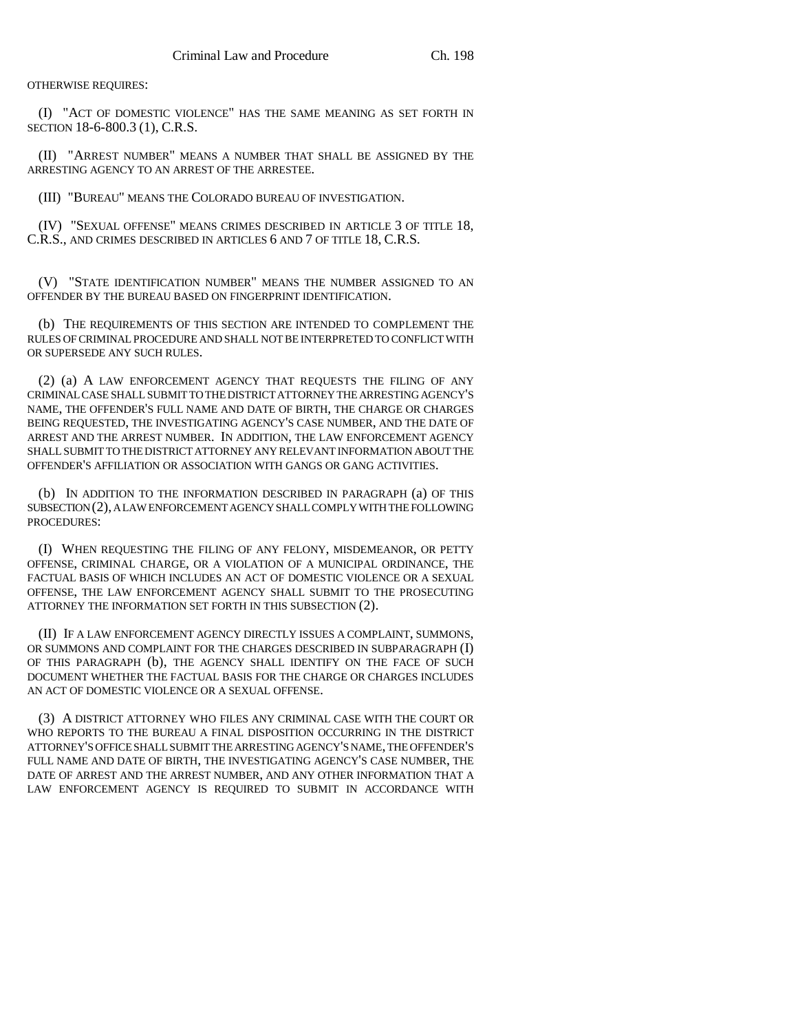OTHERWISE REQUIRES:

(I) "ACT OF DOMESTIC VIOLENCE" HAS THE SAME MEANING AS SET FORTH IN SECTION 18-6-800.3 (1), C.R.S.

(II) "ARREST NUMBER" MEANS A NUMBER THAT SHALL BE ASSIGNED BY THE ARRESTING AGENCY TO AN ARREST OF THE ARRESTEE.

(III) "BUREAU" MEANS THE COLORADO BUREAU OF INVESTIGATION.

(IV) "SEXUAL OFFENSE" MEANS CRIMES DESCRIBED IN ARTICLE 3 OF TITLE 18, C.R.S., AND CRIMES DESCRIBED IN ARTICLES 6 AND 7 OF TITLE 18, C.R.S.

(V) "STATE IDENTIFICATION NUMBER" MEANS THE NUMBER ASSIGNED TO AN OFFENDER BY THE BUREAU BASED ON FINGERPRINT IDENTIFICATION.

(b) THE REQUIREMENTS OF THIS SECTION ARE INTENDED TO COMPLEMENT THE RULES OF CRIMINAL PROCEDURE AND SHALL NOT BE INTERPRETED TO CONFLICT WITH OR SUPERSEDE ANY SUCH RULES.

(2) (a) A LAW ENFORCEMENT AGENCY THAT REQUESTS THE FILING OF ANY CRIMINAL CASE SHALL SUBMIT TO THE DISTRICT ATTORNEY THE ARRESTING AGENCY'S NAME, THE OFFENDER'S FULL NAME AND DATE OF BIRTH, THE CHARGE OR CHARGES BEING REQUESTED, THE INVESTIGATING AGENCY'S CASE NUMBER, AND THE DATE OF ARREST AND THE ARREST NUMBER. IN ADDITION, THE LAW ENFORCEMENT AGENCY SHALL SUBMIT TO THE DISTRICT ATTORNEY ANY RELEVANT INFORMATION ABOUT THE OFFENDER'S AFFILIATION OR ASSOCIATION WITH GANGS OR GANG ACTIVITIES.

(b) IN ADDITION TO THE INFORMATION DESCRIBED IN PARAGRAPH (a) OF THIS SUBSECTION (2), A LAW ENFORCEMENT AGENCY SHALL COMPLY WITH THE FOLLOWING PROCEDURES:

(I) WHEN REQUESTING THE FILING OF ANY FELONY, MISDEMEANOR, OR PETTY OFFENSE, CRIMINAL CHARGE, OR A VIOLATION OF A MUNICIPAL ORDINANCE, THE FACTUAL BASIS OF WHICH INCLUDES AN ACT OF DOMESTIC VIOLENCE OR A SEXUAL OFFENSE, THE LAW ENFORCEMENT AGENCY SHALL SUBMIT TO THE PROSECUTING ATTORNEY THE INFORMATION SET FORTH IN THIS SUBSECTION (2).

(II) IF A LAW ENFORCEMENT AGENCY DIRECTLY ISSUES A COMPLAINT, SUMMONS, OR SUMMONS AND COMPLAINT FOR THE CHARGES DESCRIBED IN SUBPARAGRAPH (I) OF THIS PARAGRAPH (b), THE AGENCY SHALL IDENTIFY ON THE FACE OF SUCH DOCUMENT WHETHER THE FACTUAL BASIS FOR THE CHARGE OR CHARGES INCLUDES AN ACT OF DOMESTIC VIOLENCE OR A SEXUAL OFFENSE.

(3) A DISTRICT ATTORNEY WHO FILES ANY CRIMINAL CASE WITH THE COURT OR WHO REPORTS TO THE BUREAU A FINAL DISPOSITION OCCURRING IN THE DISTRICT ATTORNEY'S OFFICE SHALL SUBMIT THE ARRESTING AGENCY'S NAME, THE OFFENDER'S FULL NAME AND DATE OF BIRTH, THE INVESTIGATING AGENCY'S CASE NUMBER, THE DATE OF ARREST AND THE ARREST NUMBER, AND ANY OTHER INFORMATION THAT A LAW ENFORCEMENT AGENCY IS REQUIRED TO SUBMIT IN ACCORDANCE WITH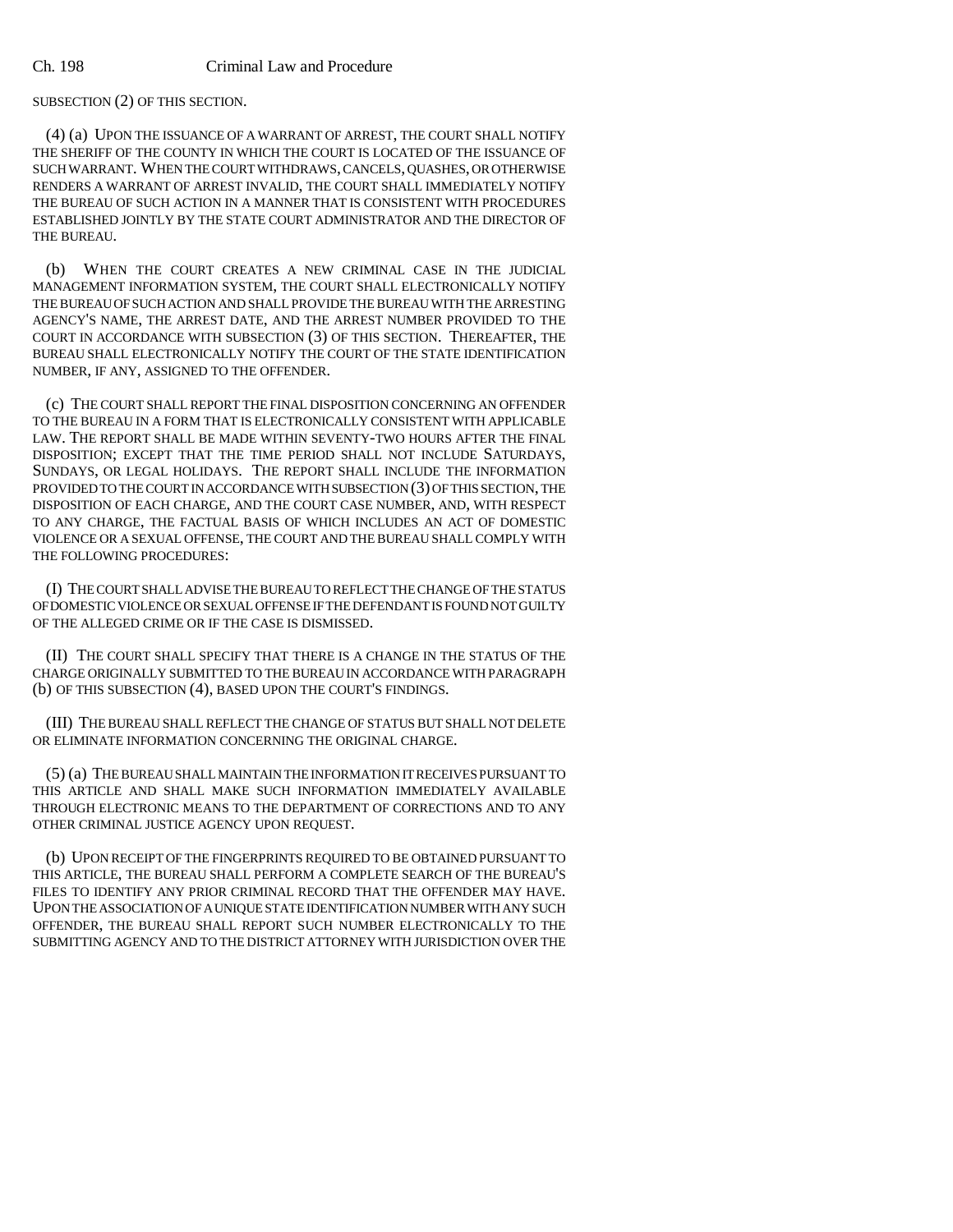SUBSECTION (2) OF THIS SECTION.

(4) (a) UPON THE ISSUANCE OF A WARRANT OF ARREST, THE COURT SHALL NOTIFY THE SHERIFF OF THE COUNTY IN WHICH THE COURT IS LOCATED OF THE ISSUANCE OF SUCH WARRANT. WHEN THE COURT WITHDRAWS, CANCELS, QUASHES, OR OTHERWISE RENDERS A WARRANT OF ARREST INVALID, THE COURT SHALL IMMEDIATELY NOTIFY THE BUREAU OF SUCH ACTION IN A MANNER THAT IS CONSISTENT WITH PROCEDURES ESTABLISHED JOINTLY BY THE STATE COURT ADMINISTRATOR AND THE DIRECTOR OF THE BUREAU.

(b) WHEN THE COURT CREATES A NEW CRIMINAL CASE IN THE JUDICIAL MANAGEMENT INFORMATION SYSTEM, THE COURT SHALL ELECTRONICALLY NOTIFY THE BUREAU OF SUCH ACTION AND SHALL PROVIDE THE BUREAU WITH THE ARRESTING AGENCY'S NAME, THE ARREST DATE, AND THE ARREST NUMBER PROVIDED TO THE COURT IN ACCORDANCE WITH SUBSECTION (3) OF THIS SECTION. THEREAFTER, THE BUREAU SHALL ELECTRONICALLY NOTIFY THE COURT OF THE STATE IDENTIFICATION NUMBER, IF ANY, ASSIGNED TO THE OFFENDER.

(c) THE COURT SHALL REPORT THE FINAL DISPOSITION CONCERNING AN OFFENDER TO THE BUREAU IN A FORM THAT IS ELECTRONICALLY CONSISTENT WITH APPLICABLE LAW. THE REPORT SHALL BE MADE WITHIN SEVENTY-TWO HOURS AFTER THE FINAL DISPOSITION; EXCEPT THAT THE TIME PERIOD SHALL NOT INCLUDE SATURDAYS, SUNDAYS, OR LEGAL HOLIDAYS. THE REPORT SHALL INCLUDE THE INFORMATION PROVIDED TO THE COURT IN ACCORDANCE WITH SUBSECTION (3) OF THIS SECTION, THE DISPOSITION OF EACH CHARGE, AND THE COURT CASE NUMBER, AND, WITH RESPECT TO ANY CHARGE, THE FACTUAL BASIS OF WHICH INCLUDES AN ACT OF DOMESTIC VIOLENCE OR A SEXUAL OFFENSE, THE COURT AND THE BUREAU SHALL COMPLY WITH THE FOLLOWING PROCEDURES:

(I) THE COURT SHALL ADVISE THE BUREAU TO REFLECT THE CHANGE OF THE STATUS OF DOMESTIC VIOLENCE OR SEXUAL OFFENSE IF THE DEFENDANT IS FOUND NOT GUILTY OF THE ALLEGED CRIME OR IF THE CASE IS DISMISSED.

(II) THE COURT SHALL SPECIFY THAT THERE IS A CHANGE IN THE STATUS OF THE CHARGE ORIGINALLY SUBMITTED TO THE BUREAU IN ACCORDANCE WITH PARAGRAPH (b) OF THIS SUBSECTION (4), BASED UPON THE COURT'S FINDINGS.

(III) THE BUREAU SHALL REFLECT THE CHANGE OF STATUS BUT SHALL NOT DELETE OR ELIMINATE INFORMATION CONCERNING THE ORIGINAL CHARGE.

(5) (a) THE BUREAU SHALL MAINTAIN THE INFORMATION IT RECEIVES PURSUANT TO THIS ARTICLE AND SHALL MAKE SUCH INFORMATION IMMEDIATELY AVAILABLE THROUGH ELECTRONIC MEANS TO THE DEPARTMENT OF CORRECTIONS AND TO ANY OTHER CRIMINAL JUSTICE AGENCY UPON REQUEST.

(b) UPON RECEIPT OF THE FINGERPRINTS REQUIRED TO BE OBTAINED PURSUANT TO THIS ARTICLE, THE BUREAU SHALL PERFORM A COMPLETE SEARCH OF THE BUREAU'S FILES TO IDENTIFY ANY PRIOR CRIMINAL RECORD THAT THE OFFENDER MAY HAVE. UPON THE ASSOCIATION OF A UNIQUE STATE IDENTIFICATION NUMBER WITH ANY SUCH OFFENDER, THE BUREAU SHALL REPORT SUCH NUMBER ELECTRONICALLY TO THE SUBMITTING AGENCY AND TO THE DISTRICT ATTORNEY WITH JURISDICTION OVER THE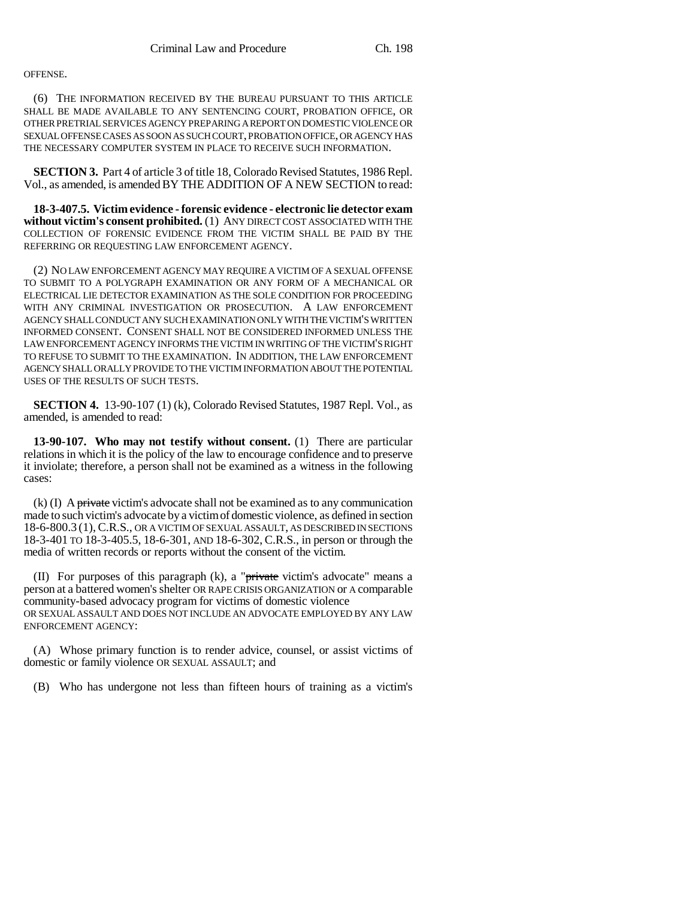OFFENSE.

(6) THE INFORMATION RECEIVED BY THE BUREAU PURSUANT TO THIS ARTICLE SHALL BE MADE AVAILABLE TO ANY SENTENCING COURT, PROBATION OFFICE, OR OTHER PRETRIAL SERVICES AGENCY PREPARING A REPORT ON DOMESTIC VIOLENCE OR SEXUAL OFFENSE CASES AS SOON AS SUCH COURT, PROBATION OFFICE, OR AGENCY HAS THE NECESSARY COMPUTER SYSTEM IN PLACE TO RECEIVE SUCH INFORMATION.

**SECTION 3.** Part 4 of article 3 of title 18, Colorado Revised Statutes, 1986 Repl. Vol., as amended, is amended BY THE ADDITION OF A NEW SECTION to read:

**18-3-407.5. Victim evidence - forensic evidence - electronic lie detector exam without victim's consent prohibited.** (1) ANY DIRECT COST ASSOCIATED WITH THE COLLECTION OF FORENSIC EVIDENCE FROM THE VICTIM SHALL BE PAID BY THE REFERRING OR REQUESTING LAW ENFORCEMENT AGENCY.

(2) NO LAW ENFORCEMENT AGENCY MAY REQUIRE A VICTIM OF A SEXUAL OFFENSE TO SUBMIT TO A POLYGRAPH EXAMINATION OR ANY FORM OF A MECHANICAL OR ELECTRICAL LIE DETECTOR EXAMINATION AS THE SOLE CONDITION FOR PROCEEDING WITH ANY CRIMINAL INVESTIGATION OR PROSECUTION. A LAW ENFORCEMENT AGENCY SHALL CONDUCT ANY SUCH EXAMINATION ONLY WITH THE VICTIM'S WRITTEN INFORMED CONSENT. CONSENT SHALL NOT BE CONSIDERED INFORMED UNLESS THE LAW ENFORCEMENT AGENCY INFORMS THE VICTIM IN WRITING OF THE VICTIM'S RIGHT TO REFUSE TO SUBMIT TO THE EXAMINATION. IN ADDITION, THE LAW ENFORCEMENT AGENCY SHALL ORALLY PROVIDE TO THE VICTIM INFORMATION ABOUT THE POTENTIAL USES OF THE RESULTS OF SUCH TESTS.

**SECTION 4.** 13-90-107 (1) (k), Colorado Revised Statutes, 1987 Repl. Vol., as amended, is amended to read:

**13-90-107. Who may not testify without consent.** (1) There are particular relations in which it is the policy of the law to encourage confidence and to preserve it inviolate; therefore, a person shall not be examined as a witness in the following cases:

(k) (I) A ~~private~~ victim's advocate shall not be examined as to any communication made to such victim's advocate by a victim of domestic violence, as defined in section 18-6-800.3 (1), C.R.S., OR A VICTIM OF SEXUAL ASSAULT, AS DESCRIBED IN SECTIONS 18-3-401 TO 18-3-405.5, 18-6-301, AND 18-6-302, C.R.S., in person or through the media of written records or reports without the consent of the victim.

(II) For purposes of this paragraph (k), a "~~private~~ victim's advocate" means a person at a battered women's shelter OR RAPE CRISIS ORGANIZATION or A comparable community-based advocacy program for victims of domestic violence OR SEXUAL ASSAULT AND DOES NOT INCLUDE AN ADVOCATE EMPLOYED BY ANY LAW ENFORCEMENT AGENCY:

(A) Whose primary function is to render advice, counsel, or assist victims of domestic or family violence OR SEXUAL ASSAULT; and

(B) Who has undergone not less than fifteen hours of training as a victim's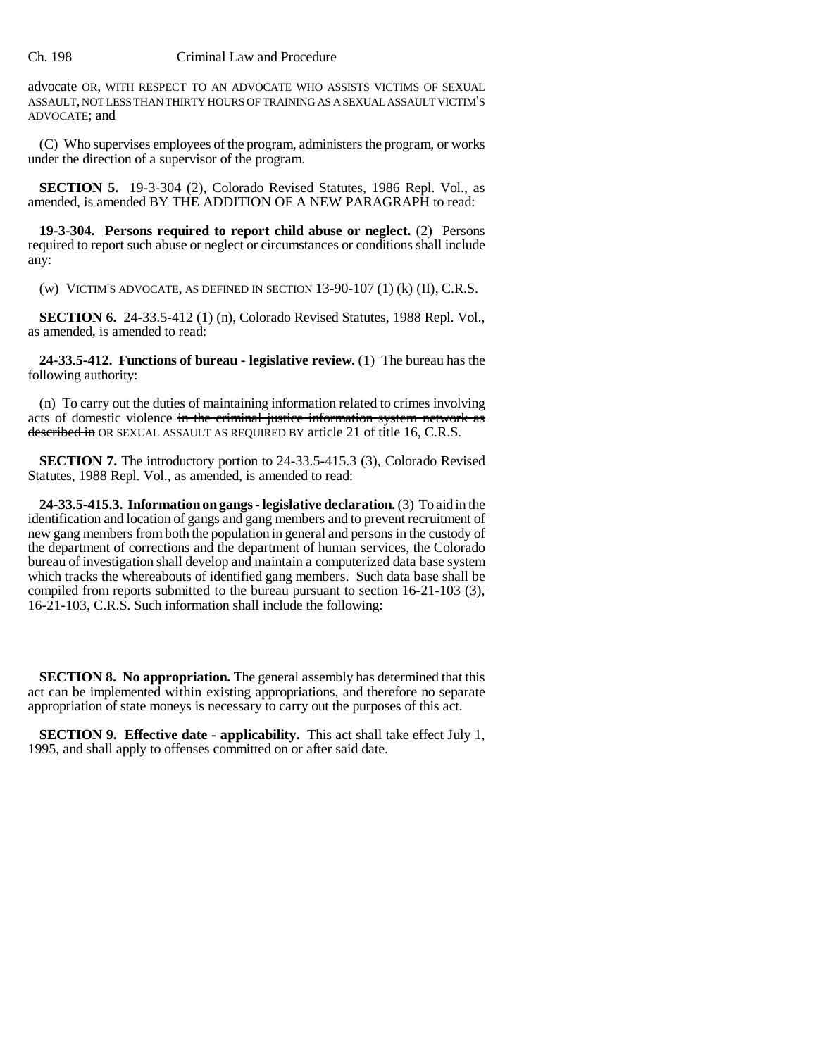advocate OR, WITH RESPECT TO AN ADVOCATE WHO ASSISTS VICTIMS OF SEXUAL ASSAULT, NOT LESS THAN THIRTY HOURS OF TRAINING AS A SEXUAL ASSAULT VICTIM'S ADVOCATE; and

(C) Who supervises employees of the program, administers the program, or works under the direction of a supervisor of the program.

**SECTION 5.** 19-3-304 (2), Colorado Revised Statutes, 1986 Repl. Vol., as amended, is amended BY THE ADDITION OF A NEW PARAGRAPH to read:

**19-3-304. Persons required to report child abuse or neglect.** (2) Persons required to report such abuse or neglect or circumstances or conditions shall include any:

(w) VICTIM'S ADVOCATE, AS DEFINED IN SECTION 13-90-107 (1) (k) (II), C.R.S.

**SECTION 6.** 24-33.5-412 (1) (n), Colorado Revised Statutes, 1988 Repl. Vol., as amended, is amended to read:

**24-33.5-412. Functions of bureau - legislative review.** (1) The bureau has the following authority:

(n) To carry out the duties of maintaining information related to crimes involving acts of domestic violence ~~in the criminal justice information system network as described in~~ OR SEXUAL ASSAULT AS REQUIRED BY article 21 of title 16, C.R.S.

**SECTION 7.** The introductory portion to 24-33.5-415.3 (3), Colorado Revised Statutes, 1988 Repl. Vol., as amended, is amended to read:

**24-33.5-415.3. Information on gangs - legislative declaration.** (3) To aid in the identification and location of gangs and gang members and to prevent recruitment of new gang members from both the population in general and persons in the custody of the department of corrections and the department of human services, the Colorado bureau of investigation shall develop and maintain a computerized data base system which tracks the whereabouts of identified gang members. Such data base shall be compiled from reports submitted to the bureau pursuant to section ~~16-21-103 (3),~~ 16-21-103, C.R.S. Such information shall include the following:

**SECTION 8. No appropriation.** The general assembly has determined that this act can be implemented within existing appropriations, and therefore no separate appropriation of state moneys is necessary to carry out the purposes of this act.

**SECTION 9. Effective date - applicability.** This act shall take effect July 1, 1995, and shall apply to offenses committed on or after said date.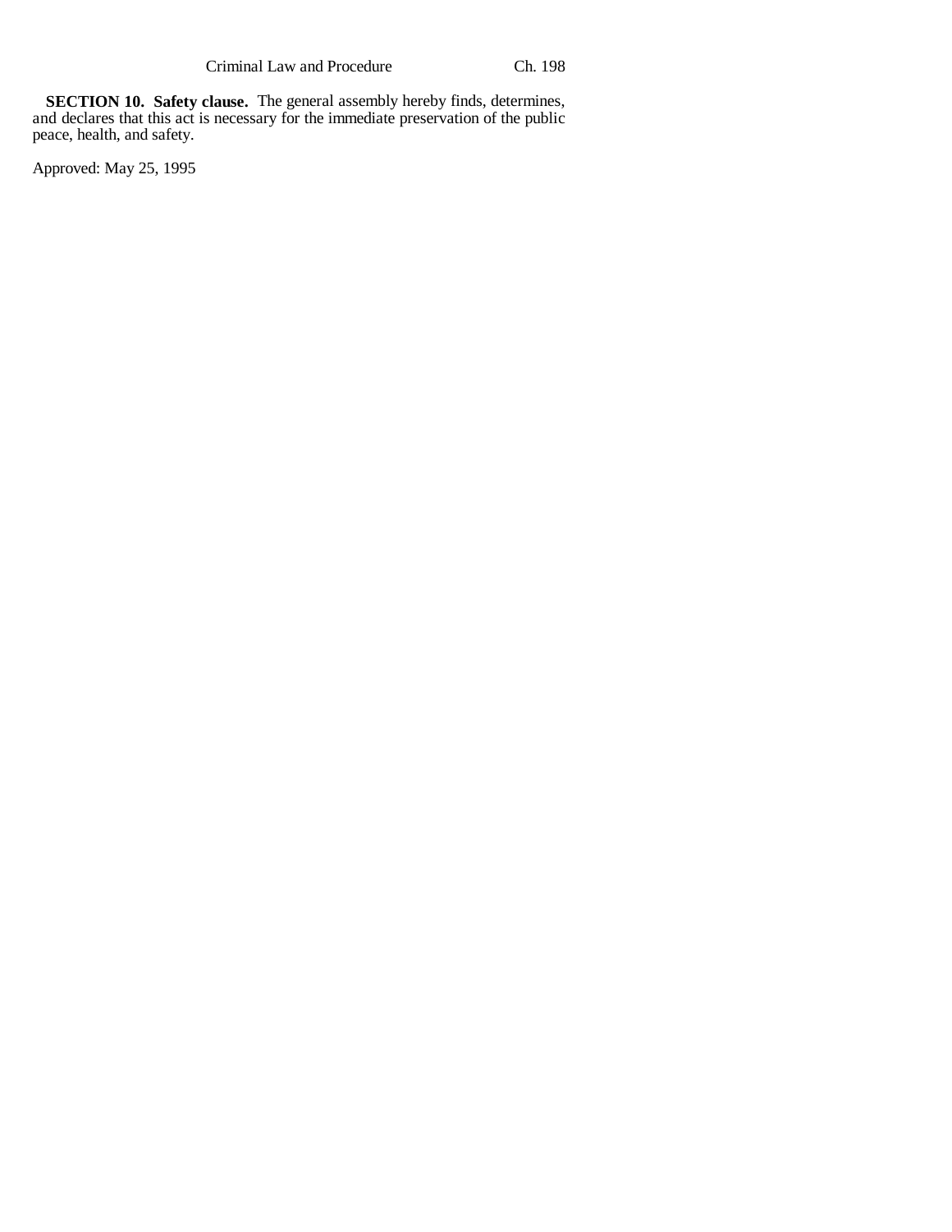**SECTION 10. Safety clause.** The general assembly hereby finds, determines, and declares that this act is necessary for the immediate preservation of the public peace, health, and safety.

Approved: May 25, 1995